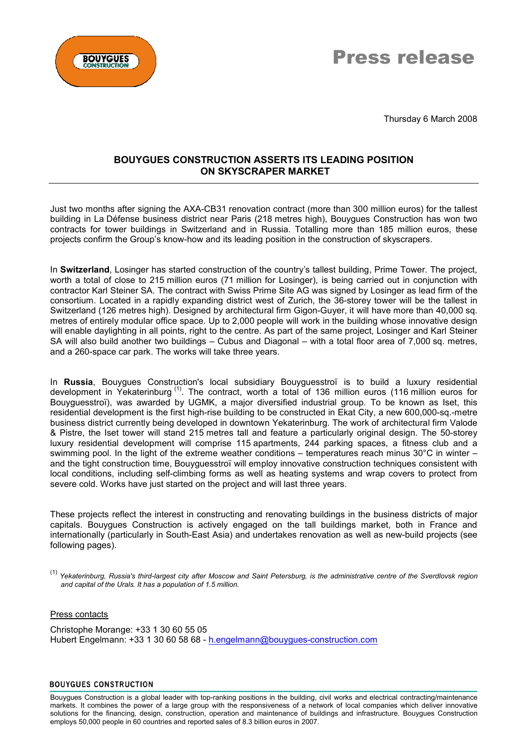# Press release

Thursday 6 March 2008

## BOUYGUES CONSTRUCTION ASSERTS ITS LEADING POSITION ON SKYSCRAPER MARKET

Just two months after signing the AXA-CB31 renovation contract (more than 300 million euros) for the tallest building in La Défense business district near Paris (218 metres high), Bouygues Construction has won two contracts for tower buildings in Switzerland and in Russia. Totalling more than 185 million euros, these projects confirm the Group's know-how and its leading position in the construction of skyscrapers.

In **Switzerland**, Losinger has started construction of the country's tallest building, Prime Tower. The project, worth a total of close to 215 million euros (71 million for Losinger), is being carried out in conjunction with contractor Karl Steiner SA. The contract with Swiss Prime Site AG was signed by Losinger as lead firm of the consortium. Located in a rapidly expanding district west of Zurich, the 36-storey tower will be the tallest in Switzerland (126 metres high). Designed by architectural firm Gigon-Guyer, it will have more than 40,000 sq. metres of entirely modular office space. Up to 2,000 people will work in the building whose innovative design will enable daylighting in all points, right to the centre. As part of the same project, Losinger and Karl Steiner SA will also build another two buildings – Cubus and Diagonal – with a total floor area of 7,000 sq. metres, and a 260-space car park. The works will take three years.

In **Russia**, Bouygues Construction's local subsidiary Bouyguesstroï is to build a luxury residential development in Yekaterinburg [(1)]. The contract, worth a total of 136 million euros (116 million euros for Bouyguesstroï), was awarded by UGMK, a major diversified industrial group. To be known as Iset, this residential development is the first high-rise building to be constructed in Ekat City, a new 600,000-sq.-metre business district currently being developed in downtown Yekaterinburg. The work of architectural firm Valode & Pistre, the Iset tower will stand 215 metres tall and feature a particularly original design. The 50-storey luxury residential development will comprise 115 apartments, 244 parking spaces, a fitness club and a swimming pool. In the light of the extreme weather conditions – temperatures reach minus 30°C in winter – and the tight construction time, Bouyguesstroï will employ innovative construction techniques consistent with local conditions, including self-climbing forms as well as heating systems and wrap covers to protect from severe cold. Works have just started on the project and will last three years.

These projects reflect the interest in constructing and renovating buildings in the business districts of major capitals. Bouygues Construction is actively engaged on the tall buildings market, both in France and internationally (particularly in South-East Asia) and undertakes renovation as well as new-build projects (see following pages).

[(1)] *Yekaterinburg, Russia's third-largest city after Moscow and Saint Petersburg, is the administrative centre of the Sverdlovsk region and capital of the Urals. It has a population of 1.5 million.*

Press contacts

Christophe Morange: +33 1 30 60 55 05
Hubert Engelmann: +33 1 30 60 58 68 - h.engelmann@bouygues-construction.com

**BOUYGUES CONSTRUCTION**

Bouygues Construction is a global leader with top-ranking positions in the building, civil works and electrical contracting/maintenance markets. It combines the power of a large group with the responsiveness of a network of local companies which deliver innovative solutions for the financing, design, construction, operation and maintenance of buildings and infrastructure. Bouygues Construction employs 50,000 people in 60 countries and reported sales of 8.3 billion euros in 2007.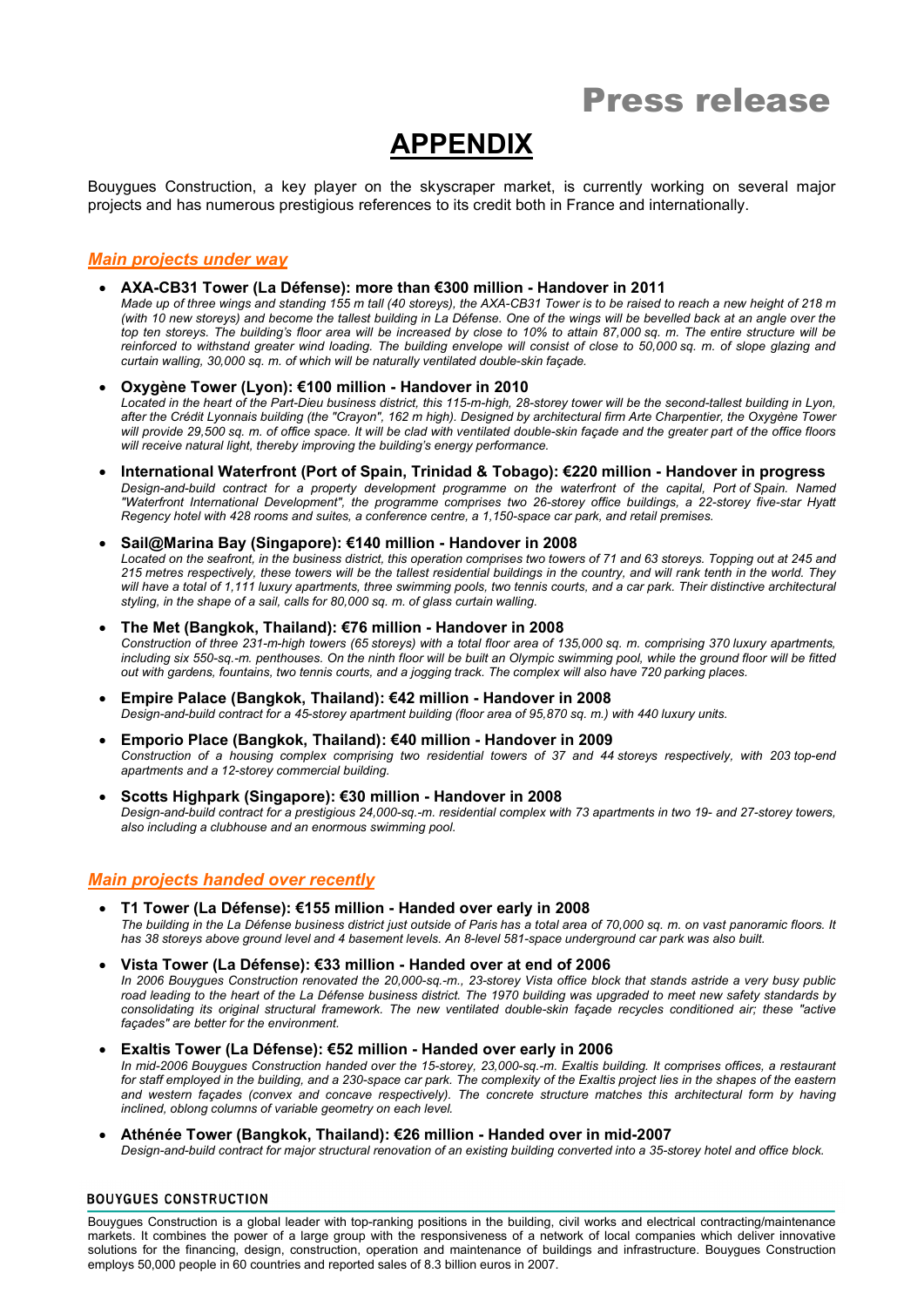# Press release

# APPENDIX

Bouygues Construction, a key player on the skyscraper market, is currently working on several major projects and has numerous prestigious references to its credit both in France and internationally.

## *Main projects under way*

- **AXA-CB31 Tower (La Défense): more than €300 million - Handover in 2011**
  *Made up of three wings and standing 155 m tall (40 storeys), the AXA-CB31 Tower is to be raised to reach a new height of 218 m (with 10 new storeys) and become the tallest building in La Défense. One of the wings will be bevelled back at an angle over the top ten storeys. The building's floor area will be increased by close to 10% to attain 87,000 sq. m. The entire structure will be reinforced to withstand greater wind loading. The building envelope will consist of close to 50,000 sq. m. of slope glazing and curtain walling, 30,000 sq. m. of which will be naturally ventilated double-skin façade.*

- **Oxygène Tower (Lyon): €100 million - Handover in 2010**
  *Located in the heart of the Part-Dieu business district, this 115-m-high, 28-storey tower will be the second-tallest building in Lyon, after the Crédit Lyonnais building (the "Crayon", 162 m high). Designed by architectural firm Arte Charpentier, the Oxygène Tower will provide 29,500 sq. m. of office space. It will be clad with ventilated double-skin façade and the greater part of the office floors will receive natural light, thereby improving the building's energy performance.*

- **International Waterfront (Port of Spain, Trinidad & Tobago): €220 million - Handover in progress**
  *Design-and-build contract for a property development programme on the waterfront of the capital, Port of Spain. Named "Waterfront International Development", the programme comprises two 26-storey office buildings, a 22-storey five-star Hyatt Regency hotel with 428 rooms and suites, a conference centre, a 1,150-space car park, and retail premises.*

- **Sail@Marina Bay (Singapore): €140 million - Handover in 2008**
  *Located on the seafront, in the business district, this operation comprises two towers of 71 and 63 storeys. Topping out at 245 and 215 metres respectively, these towers will be the tallest residential buildings in the country, and will rank tenth in the world. They will have a total of 1,111 luxury apartments, three swimming pools, two tennis courts, and a car park. Their distinctive architectural styling, in the shape of a sail, calls for 80,000 sq. m. of glass curtain walling.*

- **The Met (Bangkok, Thailand): €76 million - Handover in 2008**
  *Construction of three 231-m-high towers (65 storeys) with a total floor area of 135,000 sq. m. comprising 370 luxury apartments, including six 550-sq.-m. penthouses. On the ninth floor will be built an Olympic swimming pool, while the ground floor will be fitted out with gardens, fountains, two tennis courts, and a jogging track. The complex will also have 720 parking places.*

- **Empire Palace (Bangkok, Thailand): €42 million - Handover in 2008**
  *Design-and-build contract for a 45-storey apartment building (floor area of 95,870 sq. m.) with 440 luxury units.*

- **Emporio Place (Bangkok, Thailand): €40 million - Handover in 2009**
  *Construction of a housing complex comprising two residential towers of 37 and 44 storeys respectively, with 203 top-end apartments and a 12-storey commercial building.*

- **Scotts Highpark (Singapore): €30 million - Handover in 2008**
  *Design-and-build contract for a prestigious 24,000-sq.-m. residential complex with 73 apartments in two 19- and 27-storey towers, also including a clubhouse and an enormous swimming pool.*

## *Main projects handed over recently*

- **T1 Tower (La Défense): €155 million - Handed over early in 2008**
  *The building in the La Défense business district just outside of Paris has a total area of 70,000 sq. m. on vast panoramic floors. It has 38 storeys above ground level and 4 basement levels. An 8-level 581-space underground car park was also built.*

- **Vista Tower (La Défense): €33 million - Handed over at end of 2006**
  *In 2006 Bouygues Construction renovated the 20,000-sq.-m., 23-storey Vista office block that stands astride a very busy public road leading to the heart of the La Défense business district. The 1970 building was upgraded to meet new safety standards by consolidating its original structural framework. The new ventilated double-skin façade recycles conditioned air; these "active façades" are better for the environment.*

- **Exaltis Tower (La Défense): €52 million - Handed over early in 2006**
  *In mid-2006 Bouygues Construction handed over the 15-storey, 23,000-sq.-m. Exaltis building. It comprises offices, a restaurant for staff employed in the building, and a 230-space car park. The complexity of the Exaltis project lies in the shapes of the eastern and western façades (convex and concave respectively). The concrete structure matches this architectural form by having inclined, oblong columns of variable geometry on each level.*

- **Athénée Tower (Bangkok, Thailand): €26 million - Handed over in mid-2007**
  *Design-and-build contract for major structural renovation of an existing building converted into a 35-storey hotel and office block.*

**BOUYGUES CONSTRUCTION**

Bouygues Construction is a global leader with top-ranking positions in the building, civil works and electrical contracting/maintenance markets. It combines the power of a large group with the responsiveness of a network of local companies which deliver innovative solutions for the financing, design, construction, operation and maintenance of buildings and infrastructure. Bouygues Construction employs 50,000 people in 60 countries and reported sales of 8.3 billion euros in 2007.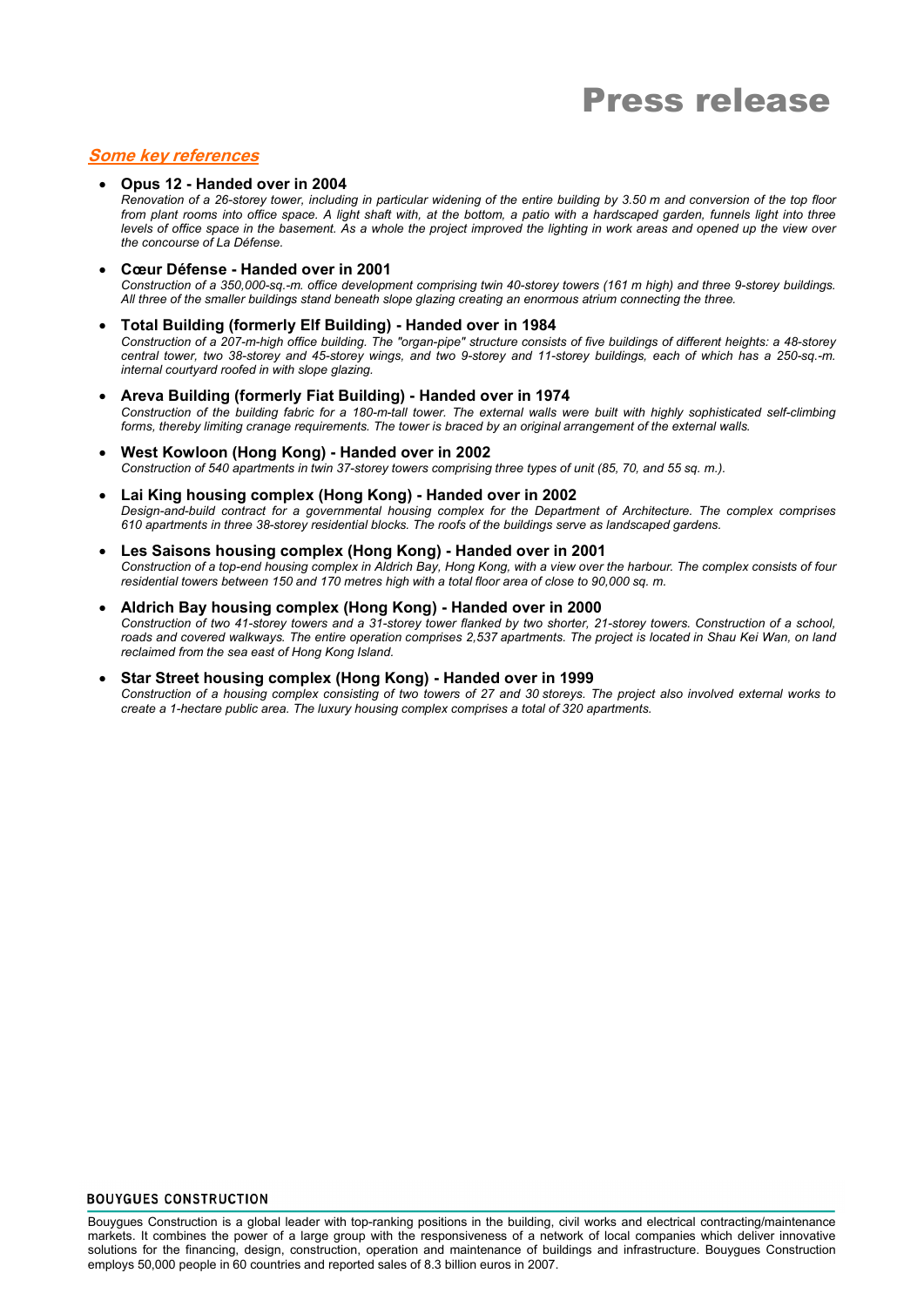## *Some key references*

- **Opus 12 - Handed over in 2004**
  *Renovation of a 26-storey tower, including in particular widening of the entire building by 3.50 m and conversion of the top floor from plant rooms into office space. A light shaft with, at the bottom, a patio with a hardscaped garden, funnels light into three levels of office space in the basement. As a whole the project improved the lighting in work areas and opened up the view over the concourse of La Défense.*

- **Cœur Défense - Handed over in 2001**
  *Construction of a 350,000-sq.-m. office development comprising twin 40-storey towers (161 m high) and three 9-storey buildings. All three of the smaller buildings stand beneath slope glazing creating an enormous atrium connecting the three.*

- **Total Building (formerly Elf Building) - Handed over in 1984**
  *Construction of a 207-m-high office building. The "organ-pipe" structure consists of five buildings of different heights: a 48-storey central tower, two 38-storey and 45-storey wings, and two 9-storey and 11-storey buildings, each of which has a 250-sq.-m. internal courtyard roofed in with slope glazing.*

- **Areva Building (formerly Fiat Building) - Handed over in 1974**
  *Construction of the building fabric for a 180-m-tall tower. The external walls were built with highly sophisticated self-climbing forms, thereby limiting cranage requirements. The tower is braced by an original arrangement of the external walls.*

- **West Kowloon (Hong Kong) - Handed over in 2002**
  *Construction of 540 apartments in twin 37-storey towers comprising three types of unit (85, 70, and 55 sq. m.).*

- **Lai King housing complex (Hong Kong) - Handed over in 2002**
  *Design-and-build contract for a governmental housing complex for the Department of Architecture. The complex comprises 610 apartments in three 38-storey residential blocks. The roofs of the buildings serve as landscaped gardens.*

- **Les Saisons housing complex (Hong Kong) - Handed over in 2001**
  *Construction of a top-end housing complex in Aldrich Bay, Hong Kong, with a view over the harbour. The complex consists of four residential towers between 150 and 170 metres high with a total floor area of close to 90,000 sq. m.*

- **Aldrich Bay housing complex (Hong Kong) - Handed over in 2000**
  *Construction of two 41-storey towers and a 31-storey tower flanked by two shorter, 21-storey towers. Construction of a school, roads and covered walkways. The entire operation comprises 2,537 apartments. The project is located in Shau Kei Wan, on land reclaimed from the sea east of Hong Kong Island.*

- **Star Street housing complex (Hong Kong) - Handed over in 1999**
  *Construction of a housing complex consisting of two towers of 27 and 30 storeys. The project also involved external works to create a 1-hectare public area. The luxury housing complex comprises a total of 320 apartments.*

**BOUYGUES CONSTRUCTION**

Bouygues Construction is a global leader with top-ranking positions in the building, civil works and electrical contracting/maintenance markets. It combines the power of a large group with the responsiveness of a network of local companies which deliver innovative solutions for the financing, design, construction, operation and maintenance of buildings and infrastructure. Bouygues Construction employs 50,000 people in 60 countries and reported sales of 8.3 billion euros in 2007.